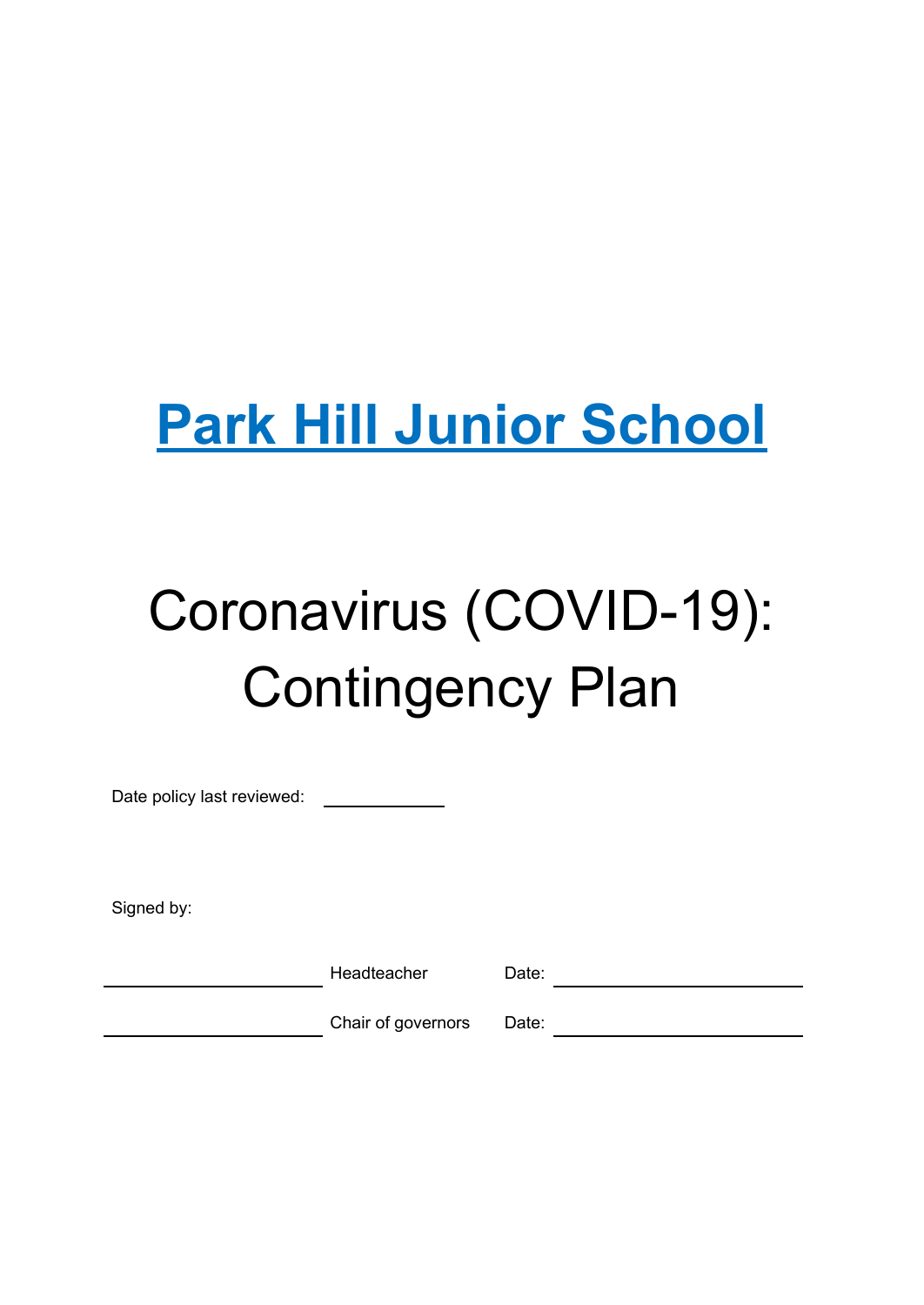# Park Hill Junior School

# Coronavirus (COVID-19): Contingency Plan

Date policy last reviewed: ____________

Signed by:

| | | | |
|---|---|---|---|
| ____________________ | Headteacher | Date: | ____________________ |
| ____________________ | Chair of governors | Date: | ____________________ |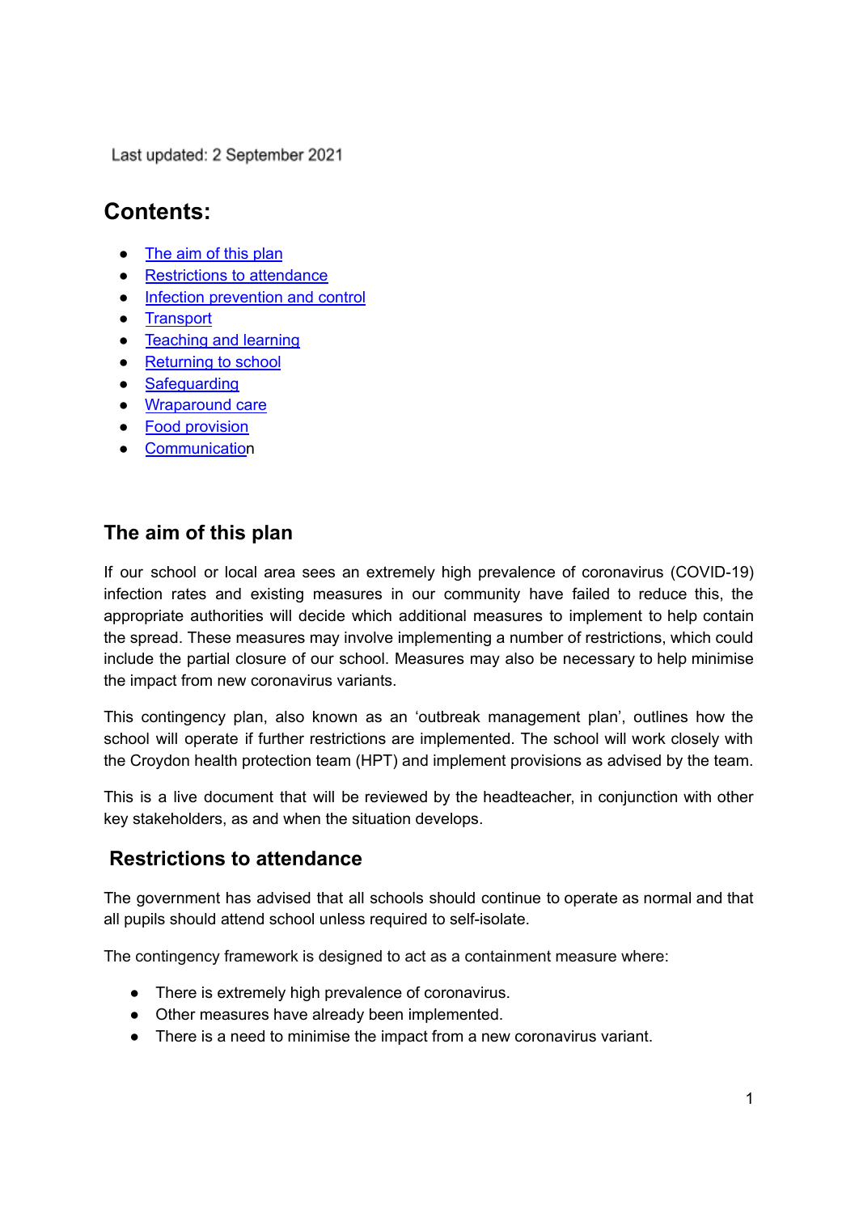Last updated: 2 September 2021

## Contents:

- The aim of this plan
- Restrictions to attendance
- Infection prevention and control
- Transport
- Teaching and learning
- Returning to school
- Safeguarding
- Wraparound care
- Food provision
- Communication

## The aim of this plan

If our school or local area sees an extremely high prevalence of coronavirus (COVID-19) infection rates and existing measures in our community have failed to reduce this, the appropriate authorities will decide which additional measures to implement to help contain the spread. These measures may involve implementing a number of restrictions, which could include the partial closure of our school. Measures may also be necessary to help minimise the impact from new coronavirus variants.

This contingency plan, also known as an 'outbreak management plan', outlines how the school will operate if further restrictions are implemented. The school will work closely with the Croydon health protection team (HPT) and implement provisions as advised by the team.

This is a live document that will be reviewed by the headteacher, in conjunction with other key stakeholders, as and when the situation develops.

## Restrictions to attendance

The government has advised that all schools should continue to operate as normal and that all pupils should attend school unless required to self-isolate.

The contingency framework is designed to act as a containment measure where:

- There is extremely high prevalence of coronavirus.
- Other measures have already been implemented.
- There is a need to minimise the impact from a new coronavirus variant.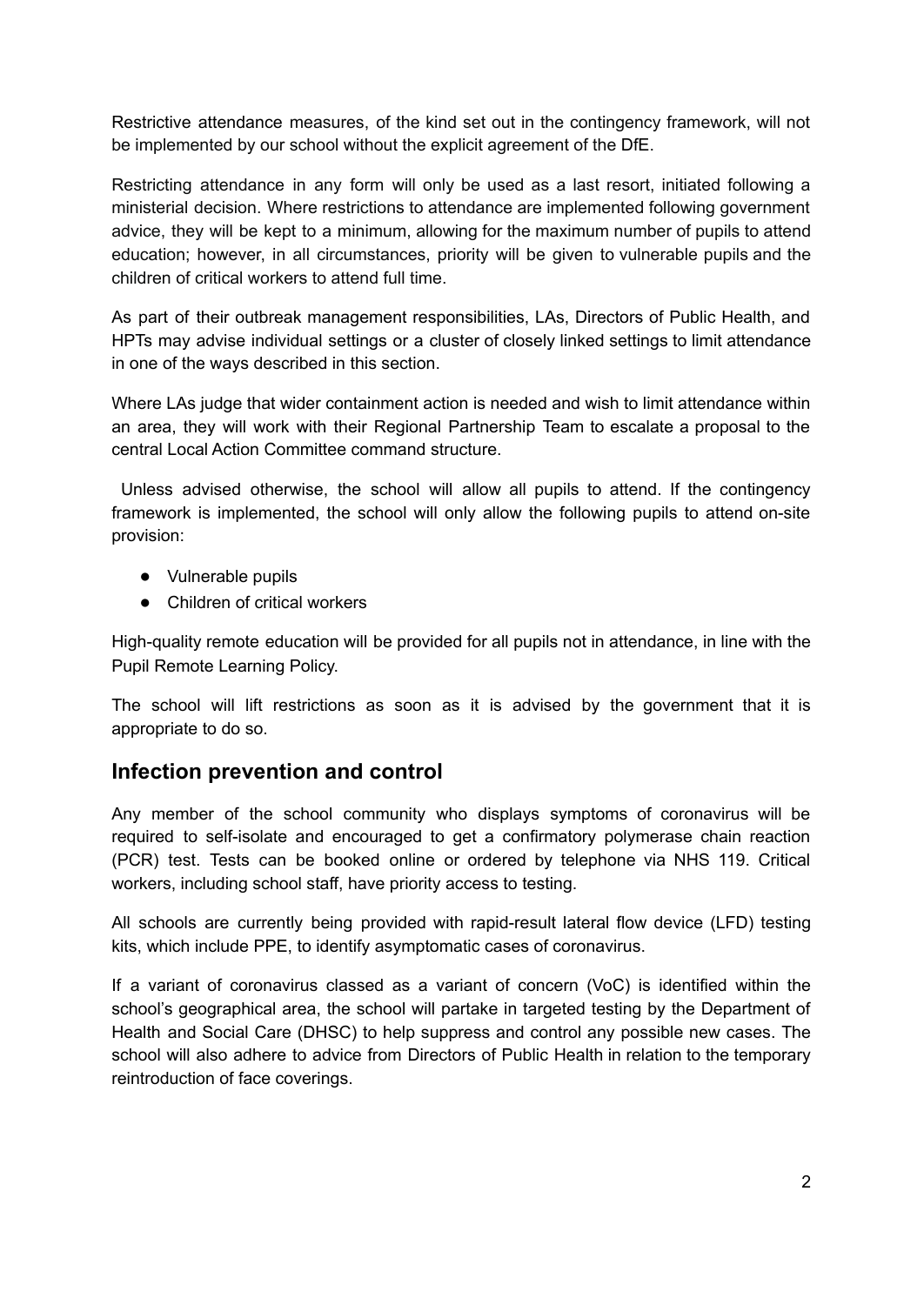Restrictive attendance measures, of the kind set out in the contingency framework, will not be implemented by our school without the explicit agreement of the DfE.

Restricting attendance in any form will only be used as a last resort, initiated following a ministerial decision. Where restrictions to attendance are implemented following government advice, they will be kept to a minimum, allowing for the maximum number of pupils to attend education; however, in all circumstances, priority will be given to vulnerable pupils and the children of critical workers to attend full time.

As part of their outbreak management responsibilities, LAs, Directors of Public Health, and HPTs may advise individual settings or a cluster of closely linked settings to limit attendance in one of the ways described in this section.

Where LAs judge that wider containment action is needed and wish to limit attendance within an area, they will work with their Regional Partnership Team to escalate a proposal to the central Local Action Committee command structure.

Unless advised otherwise, the school will allow all pupils to attend. If the contingency framework is implemented, the school will only allow the following pupils to attend on-site provision:

- Vulnerable pupils
- Children of critical workers

High-quality remote education will be provided for all pupils not in attendance, in line with the Pupil Remote Learning Policy.

The school will lift restrictions as soon as it is advised by the government that it is appropriate to do so.

## Infection prevention and control

Any member of the school community who displays symptoms of coronavirus will be required to self-isolate and encouraged to get a confirmatory polymerase chain reaction (PCR) test. Tests can be booked online or ordered by telephone via NHS 119. Critical workers, including school staff, have priority access to testing.

All schools are currently being provided with rapid-result lateral flow device (LFD) testing kits, which include PPE, to identify asymptomatic cases of coronavirus.

If a variant of coronavirus classed as a variant of concern (VoC) is identified within the school's geographical area, the school will partake in targeted testing by the Department of Health and Social Care (DHSC) to help suppress and control any possible new cases. The school will also adhere to advice from Directors of Public Health in relation to the temporary reintroduction of face coverings.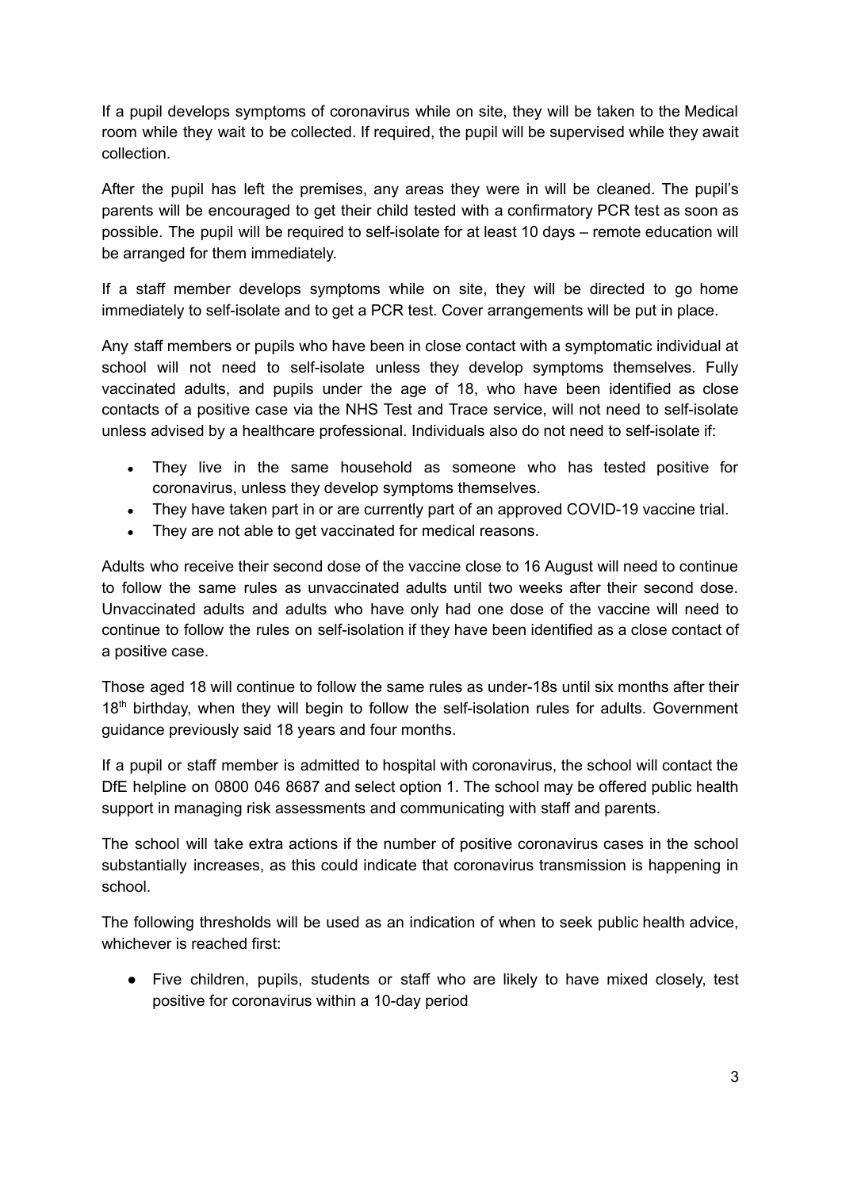If a pupil develops symptoms of coronavirus while on site, they will be taken to the Medical room while they wait to be collected. If required, the pupil will be supervised while they await collection.

After the pupil has left the premises, any areas they were in will be cleaned. The pupil's parents will be encouraged to get their child tested with a confirmatory PCR test as soon as possible. The pupil will be required to self-isolate for at least 10 days – remote education will be arranged for them immediately.

If a staff member develops symptoms while on site, they will be directed to go home immediately to self-isolate and to get a PCR test. Cover arrangements will be put in place.

Any staff members or pupils who have been in close contact with a symptomatic individual at school will not need to self-isolate unless they develop symptoms themselves. Fully vaccinated adults, and pupils under the age of 18, who have been identified as close contacts of a positive case via the NHS Test and Trace service, will not need to self-isolate unless advised by a healthcare professional. Individuals also do not need to self-isolate if:

- They live in the same household as someone who has tested positive for coronavirus, unless they develop symptoms themselves.
- They have taken part in or are currently part of an approved COVID-19 vaccine trial.
- They are not able to get vaccinated for medical reasons.

Adults who receive their second dose of the vaccine close to 16 August will need to continue to follow the same rules as unvaccinated adults until two weeks after their second dose. Unvaccinated adults and adults who have only had one dose of the vaccine will need to continue to follow the rules on self-isolation if they have been identified as a close contact of a positive case.

Those aged 18 will continue to follow the same rules as under-18s until six months after their 18th birthday, when they will begin to follow the self-isolation rules for adults. Government guidance previously said 18 years and four months.

If a pupil or staff member is admitted to hospital with coronavirus, the school will contact the DfE helpline on 0800 046 8687 and select option 1. The school may be offered public health support in managing risk assessments and communicating with staff and parents.

The school will take extra actions if the number of positive coronavirus cases in the school substantially increases, as this could indicate that coronavirus transmission is happening in school.

The following thresholds will be used as an indication of when to seek public health advice, whichever is reached first:

- Five children, pupils, students or staff who are likely to have mixed closely, test positive for coronavirus within a 10-day period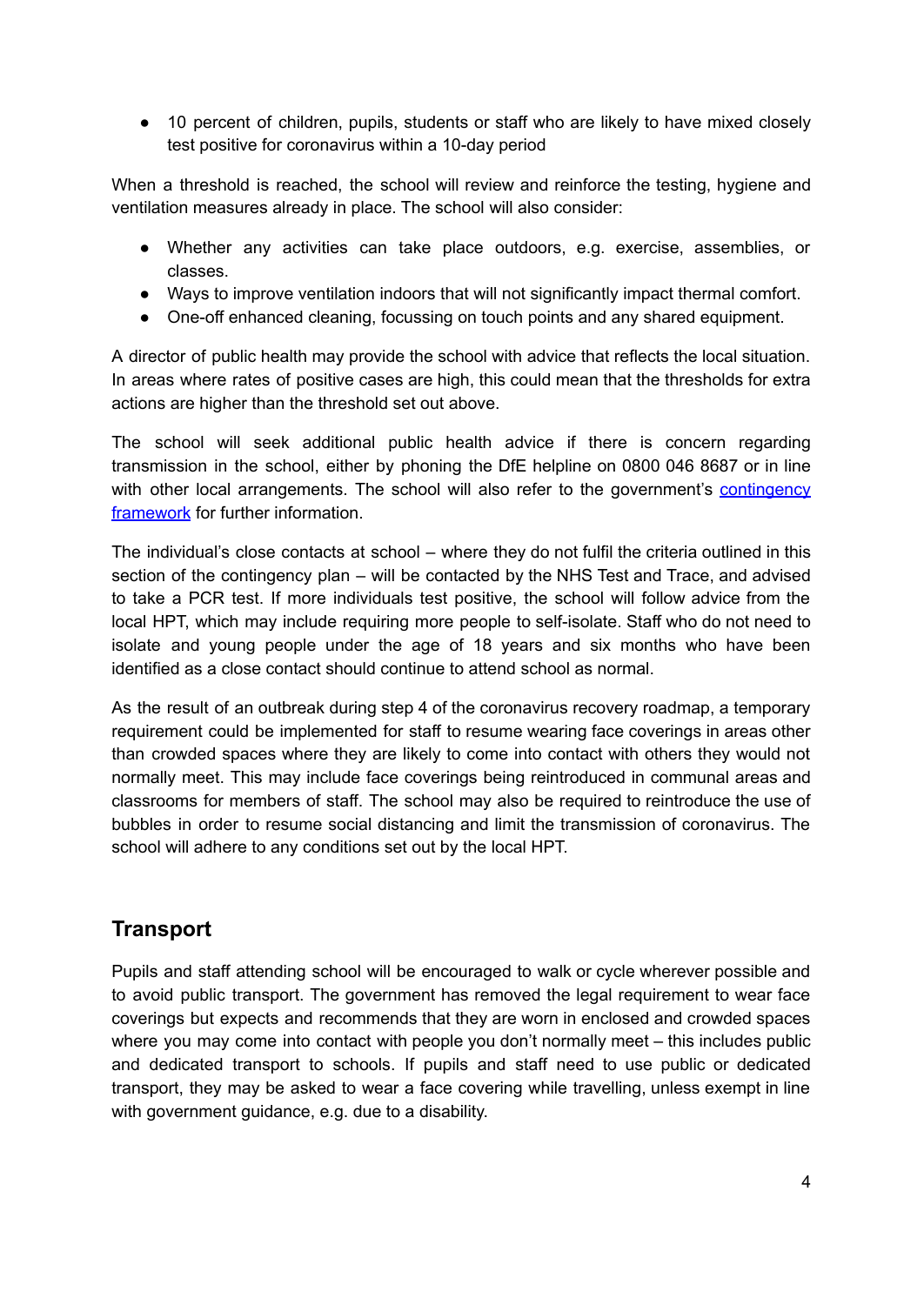- 10 percent of children, pupils, students or staff who are likely to have mixed closely test positive for coronavirus within a 10-day period

When a threshold is reached, the school will review and reinforce the testing, hygiene and ventilation measures already in place. The school will also consider:

- Whether any activities can take place outdoors, e.g. exercise, assemblies, or classes.
- Ways to improve ventilation indoors that will not significantly impact thermal comfort.
- One-off enhanced cleaning, focussing on touch points and any shared equipment.

A director of public health may provide the school with advice that reflects the local situation. In areas where rates of positive cases are high, this could mean that the thresholds for extra actions are higher than the threshold set out above.

The school will seek additional public health advice if there is concern regarding transmission in the school, either by phoning the DfE helpline on 0800 046 8687 or in line with other local arrangements. The school will also refer to the government's [contingency framework](contingency framework) for further information.

The individual's close contacts at school – where they do not fulfil the criteria outlined in this section of the contingency plan – will be contacted by the NHS Test and Trace, and advised to take a PCR test. If more individuals test positive, the school will follow advice from the local HPT, which may include requiring more people to self-isolate. Staff who do not need to isolate and young people under the age of 18 years and six months who have been identified as a close contact should continue to attend school as normal.

As the result of an outbreak during step 4 of the coronavirus recovery roadmap, a temporary requirement could be implemented for staff to resume wearing face coverings in areas other than crowded spaces where they are likely to come into contact with others they would not normally meet. This may include face coverings being reintroduced in communal areas and classrooms for members of staff. The school may also be required to reintroduce the use of bubbles in order to resume social distancing and limit the transmission of coronavirus. The school will adhere to any conditions set out by the local HPT.

## Transport

Pupils and staff attending school will be encouraged to walk or cycle wherever possible and to avoid public transport. The government has removed the legal requirement to wear face coverings but expects and recommends that they are worn in enclosed and crowded spaces where you may come into contact with people you don't normally meet – this includes public and dedicated transport to schools. If pupils and staff need to use public or dedicated transport, they may be asked to wear a face covering while travelling, unless exempt in line with government guidance, e.g. due to a disability.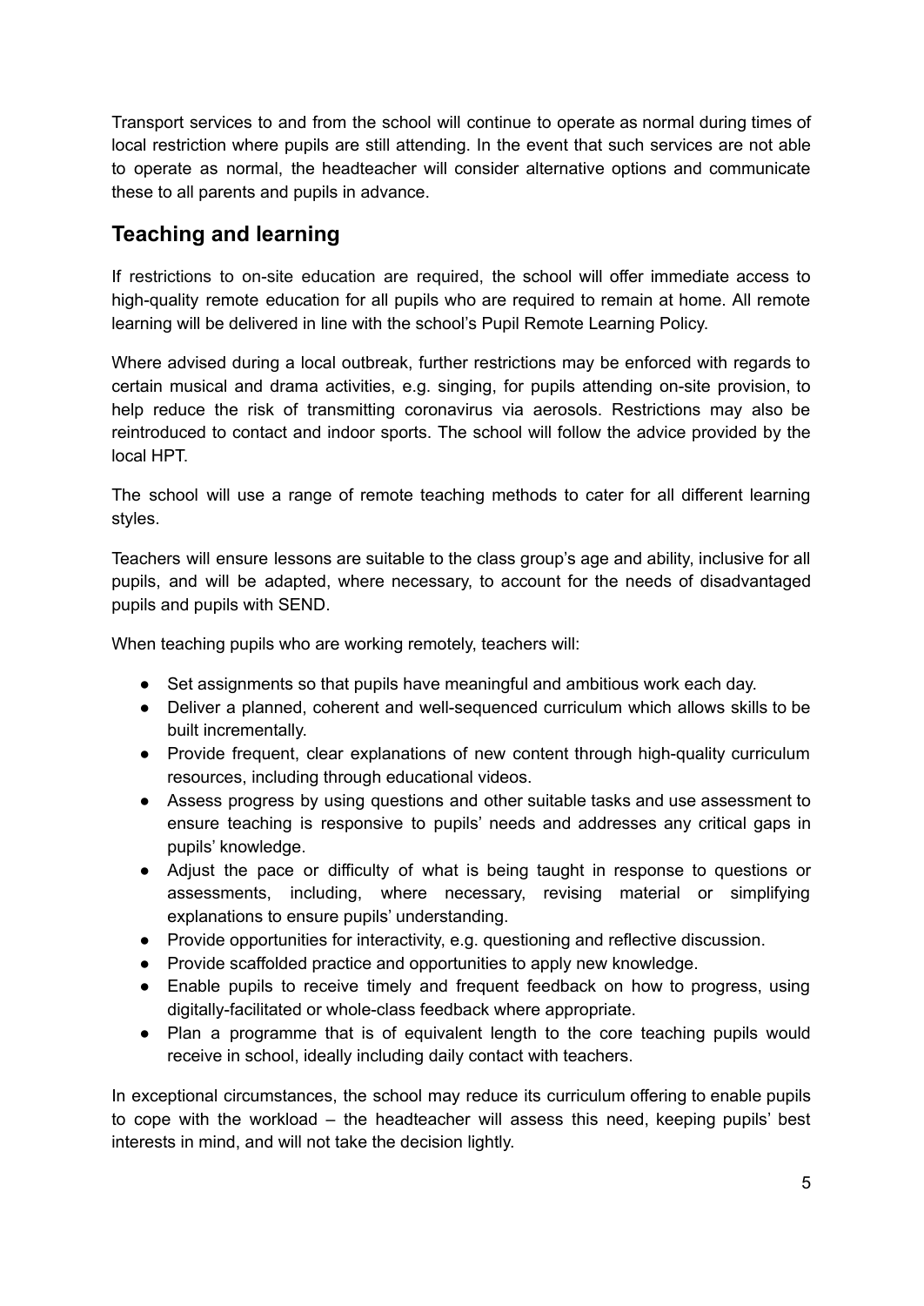Transport services to and from the school will continue to operate as normal during times of local restriction where pupils are still attending. In the event that such services are not able to operate as normal, the headteacher will consider alternative options and communicate these to all parents and pupils in advance.

## Teaching and learning

If restrictions to on-site education are required, the school will offer immediate access to high-quality remote education for all pupils who are required to remain at home. All remote learning will be delivered in line with the school's Pupil Remote Learning Policy.

Where advised during a local outbreak, further restrictions may be enforced with regards to certain musical and drama activities, e.g. singing, for pupils attending on-site provision, to help reduce the risk of transmitting coronavirus via aerosols. Restrictions may also be reintroduced to contact and indoor sports. The school will follow the advice provided by the local HPT.

The school will use a range of remote teaching methods to cater for all different learning styles.

Teachers will ensure lessons are suitable to the class group's age and ability, inclusive for all pupils, and will be adapted, where necessary, to account for the needs of disadvantaged pupils and pupils with SEND.

When teaching pupils who are working remotely, teachers will:

- Set assignments so that pupils have meaningful and ambitious work each day.
- Deliver a planned, coherent and well-sequenced curriculum which allows skills to be built incrementally.
- Provide frequent, clear explanations of new content through high-quality curriculum resources, including through educational videos.
- Assess progress by using questions and other suitable tasks and use assessment to ensure teaching is responsive to pupils' needs and addresses any critical gaps in pupils' knowledge.
- Adjust the pace or difficulty of what is being taught in response to questions or assessments, including, where necessary, revising material or simplifying explanations to ensure pupils' understanding.
- Provide opportunities for interactivity, e.g. questioning and reflective discussion.
- Provide scaffolded practice and opportunities to apply new knowledge.
- Enable pupils to receive timely and frequent feedback on how to progress, using digitally-facilitated or whole-class feedback where appropriate.
- Plan a programme that is of equivalent length to the core teaching pupils would receive in school, ideally including daily contact with teachers.

In exceptional circumstances, the school may reduce its curriculum offering to enable pupils to cope with the workload – the headteacher will assess this need, keeping pupils' best interests in mind, and will not take the decision lightly.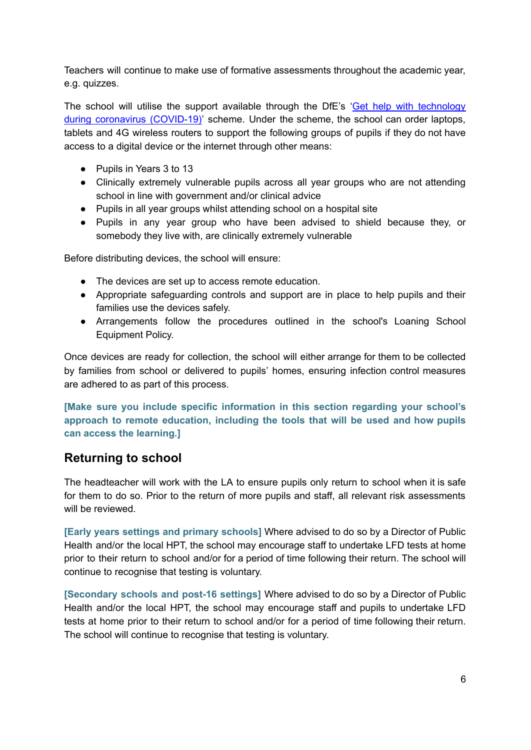Teachers will continue to make use of formative assessments throughout the academic year, e.g. quizzes.

The school will utilise the support available through the DfE's '[Get help with technology during coronavirus (COVID-19)]' scheme. Under the scheme, the school can order laptops, tablets and 4G wireless routers to support the following groups of pupils if they do not have access to a digital device or the internet through other means:

- Pupils in Years 3 to 13
- Clinically extremely vulnerable pupils across all year groups who are not attending school in line with government and/or clinical advice
- Pupils in all year groups whilst attending school on a hospital site
- Pupils in any year group who have been advised to shield because they, or somebody they live with, are clinically extremely vulnerable

Before distributing devices, the school will ensure:

- The devices are set up to access remote education.
- Appropriate safeguarding controls and support are in place to help pupils and their families use the devices safely.
- Arrangements follow the procedures outlined in the school's Loaning School Equipment Policy.

Once devices are ready for collection, the school will either arrange for them to be collected by families from school or delivered to pupils' homes, ensuring infection control measures are adhered to as part of this process.

**[Make sure you include specific information in this section regarding your school's approach to remote education, including the tools that will be used and how pupils can access the learning.]**

## Returning to school

The headteacher will work with the LA to ensure pupils only return to school when it is safe for them to do so. Prior to the return of more pupils and staff, all relevant risk assessments will be reviewed.

**[Early years settings and primary schools]** Where advised to do so by a Director of Public Health and/or the local HPT, the school may encourage staff to undertake LFD tests at home prior to their return to school and/or for a period of time following their return. The school will continue to recognise that testing is voluntary.

**[Secondary schools and post-16 settings]** Where advised to do so by a Director of Public Health and/or the local HPT, the school may encourage staff and pupils to undertake LFD tests at home prior to their return to school and/or for a period of time following their return. The school will continue to recognise that testing is voluntary.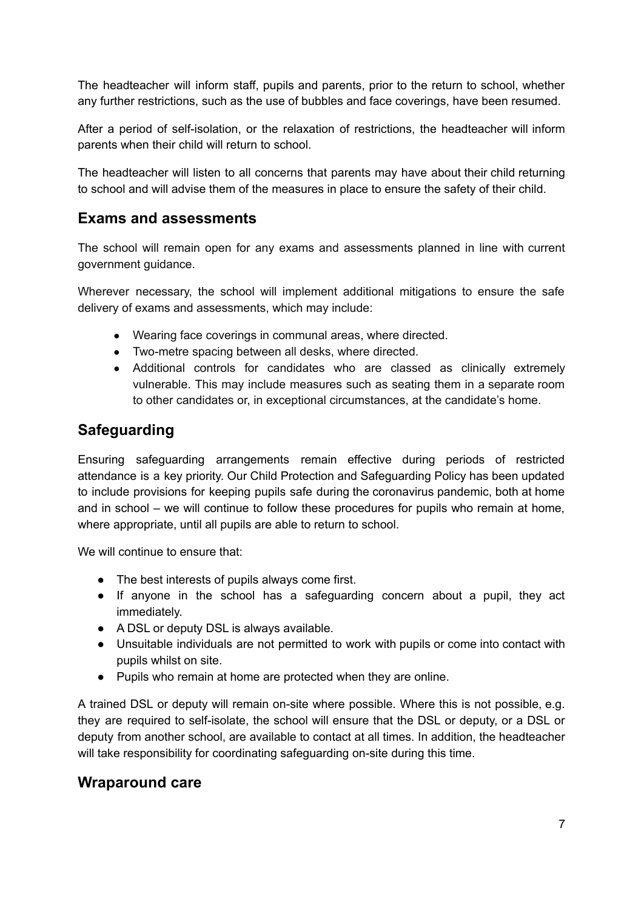The headteacher will inform staff, pupils and parents, prior to the return to school, whether any further restrictions, such as the use of bubbles and face coverings, have been resumed.

After a period of self-isolation, or the relaxation of restrictions, the headteacher will inform parents when their child will return to school.

The headteacher will listen to all concerns that parents may have about their child returning to school and will advise them of the measures in place to ensure the safety of their child.

## Exams and assessments

The school will remain open for any exams and assessments planned in line with current government guidance.

Wherever necessary, the school will implement additional mitigations to ensure the safe delivery of exams and assessments, which may include:

- Wearing face coverings in communal areas, where directed.
- Two-metre spacing between all desks, where directed.
- Additional controls for candidates who are classed as clinically extremely vulnerable. This may include measures such as seating them in a separate room to other candidates or, in exceptional circumstances, at the candidate's home.

## Safeguarding

Ensuring safeguarding arrangements remain effective during periods of restricted attendance is a key priority. Our Child Protection and Safeguarding Policy has been updated to include provisions for keeping pupils safe during the coronavirus pandemic, both at home and in school – we will continue to follow these procedures for pupils who remain at home, where appropriate, until all pupils are able to return to school.

We will continue to ensure that:

- The best interests of pupils always come first.
- If anyone in the school has a safeguarding concern about a pupil, they act immediately.
- A DSL or deputy DSL is always available.
- Unsuitable individuals are not permitted to work with pupils or come into contact with pupils whilst on site.
- Pupils who remain at home are protected when they are online.

A trained DSL or deputy will remain on-site where possible. Where this is not possible, e.g. they are required to self-isolate, the school will ensure that the DSL or deputy, or a DSL or deputy from another school, are available to contact at all times. In addition, the headteacher will take responsibility for coordinating safeguarding on-site during this time.

## Wraparound care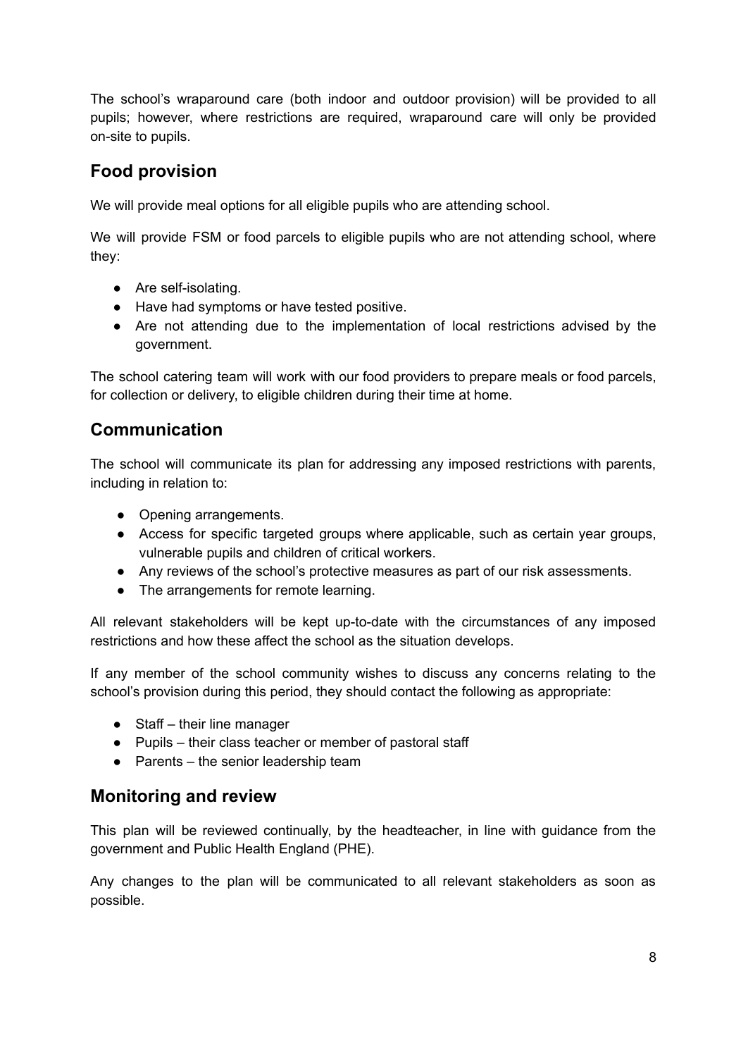The school's wraparound care (both indoor and outdoor provision) will be provided to all pupils; however, where restrictions are required, wraparound care will only be provided on-site to pupils.

## Food provision

We will provide meal options for all eligible pupils who are attending school.

We will provide FSM or food parcels to eligible pupils who are not attending school, where they:

- Are self-isolating.
- Have had symptoms or have tested positive.
- Are not attending due to the implementation of local restrictions advised by the government.

The school catering team will work with our food providers to prepare meals or food parcels, for collection or delivery, to eligible children during their time at home.

## Communication

The school will communicate its plan for addressing any imposed restrictions with parents, including in relation to:

- Opening arrangements.
- Access for specific targeted groups where applicable, such as certain year groups, vulnerable pupils and children of critical workers.
- Any reviews of the school's protective measures as part of our risk assessments.
- The arrangements for remote learning.

All relevant stakeholders will be kept up-to-date with the circumstances of any imposed restrictions and how these affect the school as the situation develops.

If any member of the school community wishes to discuss any concerns relating to the school's provision during this period, they should contact the following as appropriate:

- Staff – their line manager
- Pupils – their class teacher or member of pastoral staff
- Parents – the senior leadership team

## Monitoring and review

This plan will be reviewed continually, by the headteacher, in line with guidance from the government and Public Health England (PHE).

Any changes to the plan will be communicated to all relevant stakeholders as soon as possible.